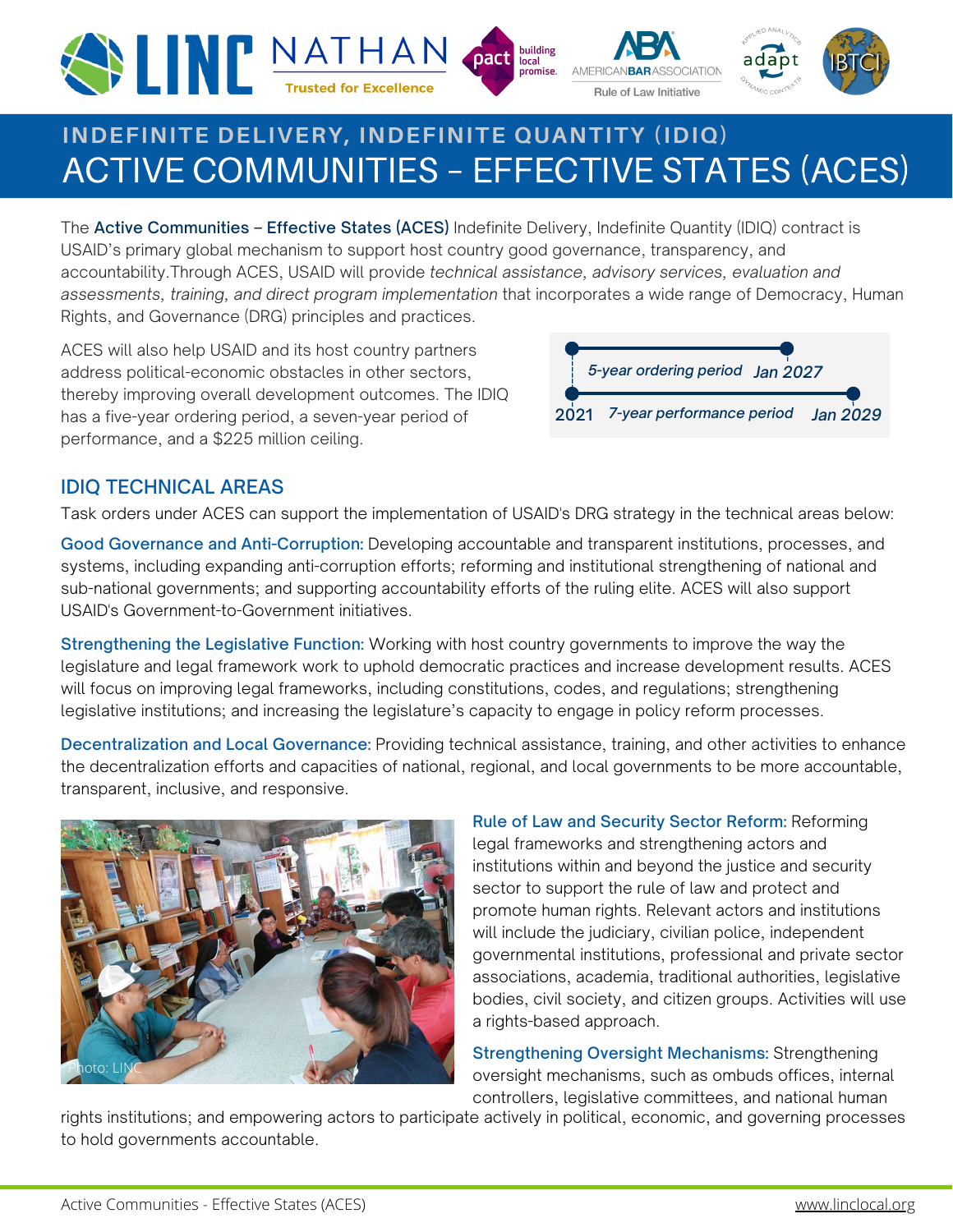# INDEFINITE DELIVERY, INDEFINITE QUANTITY (IDIQ)

# ACTIVE COMMUNITIES – EFFECTIVE STATES (ACES)

The **Active Communities – Effective States (ACES)** Indefinite Delivery, Indefinite Quantity (IDIQ) contract is USAID's primary global mechanism to support host country good governance, transparency, and accountability.Through ACES, USAID will provide *technical assistance, advisory services, evaluation and assessments, training, and direct program implementation* that incorporates a wide range of Democracy, Human Rights, and Governance (DRG) principles and practices.

ACES will also help USAID and its host country partners address political-economic obstacles in other sectors, thereby improving overall development outcomes. The IDIQ has a five-year ordering period, a seven-year period of performance, and a $225 million ceiling.

*5-year ordering period* Jan 2027

2021 *7-year performance period* Jan 2029

## IDIQ TECHNICAL AREAS

Task orders under ACES can support the implementation of USAID's DRG strategy in the technical areas below:

**Good Governance and Anti-Corruption:** Developing accountable and transparent institutions, processes, and systems, including expanding anti-corruption efforts; reforming and institutional strengthening of national and sub-national governments; and supporting accountability efforts of the ruling elite. ACES will also support USAID's Government-to-Government initiatives.

**Strengthening the Legislative Function:** Working with host country governments to improve the way the legislature and legal framework work to uphold democratic practices and increase development results. ACES will focus on improving legal frameworks, including constitutions, codes, and regulations; strengthening legislative institutions; and increasing the legislature's capacity to engage in policy reform processes.

**Decentralization and Local Governance:** Providing technical assistance, training, and other activities to enhance the decentralization efforts and capacities of national, regional, and local governments to be more accountable, transparent, inclusive, and responsive.

Photo: LINC

**Rule of Law and Security Sector Reform:** Reforming legal frameworks and strengthening actors and institutions within and beyond the justice and security sector to support the rule of law and protect and promote human rights. Relevant actors and institutions will include the judiciary, civilian police, independent governmental institutions, professional and private sector associations, academia, traditional authorities, legislative bodies, civil society, and citizen groups. Activities will use a rights-based approach.

**Strengthening Oversight Mechanisms:** Strengthening oversight mechanisms, such as ombuds offices, internal controllers, legislative committees, and national human rights institutions; and empowering actors to participate actively in political, economic, and governing processes to hold governments accountable.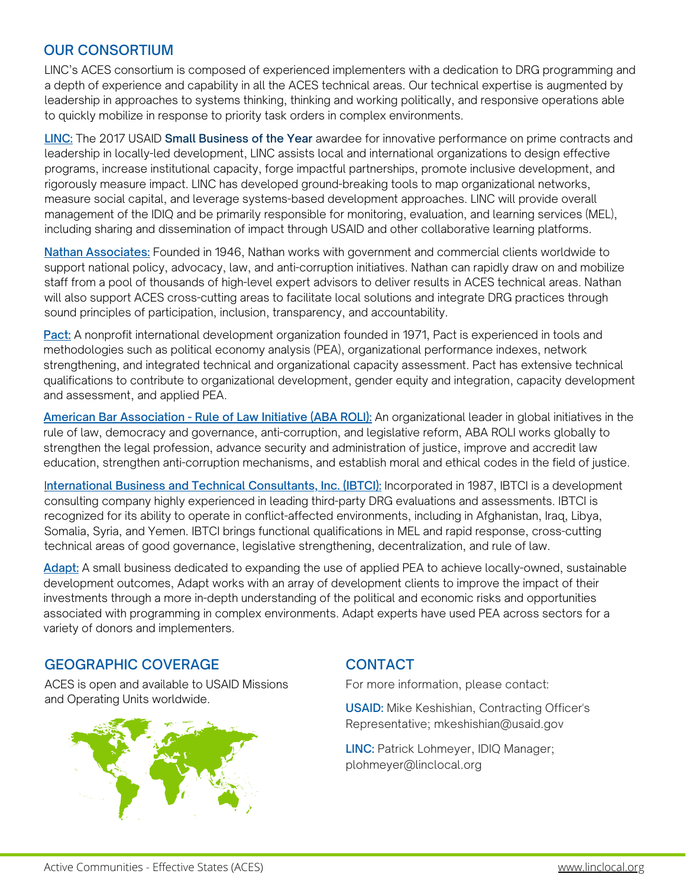## OUR CONSORTIUM

LINC's ACES consortium is composed of experienced implementers with a dedication to DRG programming and a depth of experience and capability in all the ACES technical areas. Our technical expertise is augmented by leadership in approaches to systems thinking, thinking and working politically, and responsive operations able to quickly mobilize in response to priority task orders in complex environments.

LINC: The 2017 USAID **Small Business of the Year** awardee for innovative performance on prime contracts and leadership in locally-led development, LINC assists local and international organizations to design effective programs, increase institutional capacity, forge impactful partnerships, promote inclusive development, and rigorously measure impact. LINC has developed ground-breaking tools to map organizational networks, measure social capital, and leverage systems-based development approaches. LINC will provide overall management of the IDIQ and be primarily responsible for monitoring, evaluation, and learning services (MEL), including sharing and dissemination of impact through USAID and other collaborative learning platforms.

Nathan Associates: Founded in 1946, Nathan works with government and commercial clients worldwide to support national policy, advocacy, law, and anti-corruption initiatives. Nathan can rapidly draw on and mobilize staff from a pool of thousands of high-level expert advisors to deliver results in ACES technical areas. Nathan will also support ACES cross-cutting areas to facilitate local solutions and integrate DRG practices through sound principles of participation, inclusion, transparency, and accountability.

Pact: A nonprofit international development organization founded in 1971, Pact is experienced in tools and methodologies such as political economy analysis (PEA), organizational performance indexes, network strengthening, and integrated technical and organizational capacity assessment. Pact has extensive technical qualifications to contribute to organizational development, gender equity and integration, capacity development and assessment, and applied PEA.

American Bar Association - Rule of Law Initiative (ABA ROLI): An organizational leader in global initiatives in the rule of law, democracy and governance, anti-corruption, and legislative reform, ABA ROLI works globally to strengthen the legal profession, advance security and administration of justice, improve and accredit law education, strengthen anti-corruption mechanisms, and establish moral and ethical codes in the field of justice.

International Business and Technical Consultants, Inc. (IBTCI): Incorporated in 1987, IBTCI is a development consulting company highly experienced in leading third-party DRG evaluations and assessments. IBTCI is recognized for its ability to operate in conflict-affected environments, including in Afghanistan, Iraq, Libya, Somalia, Syria, and Yemen. IBTCI brings functional qualifications in MEL and rapid response, cross-cutting technical areas of good governance, legislative strengthening, decentralization, and rule of law.

Adapt: A small business dedicated to expanding the use of applied PEA to achieve locally-owned, sustainable development outcomes, Adapt works with an array of development clients to improve the impact of their investments through a more in-depth understanding of the political and economic risks and opportunities associated with programming in complex environments. Adapt experts have used PEA across sectors for a variety of donors and implementers.

## GEOGRAPHIC COVERAGE

ACES is open and available to USAID Missions and Operating Units worldwide.

## CONTACT

For more information, please contact:

**USAID:** Mike Keshishian, Contracting Officer's Representative; mkeshishian@usaid.gov

**LINC:** Patrick Lohmeyer, IDIQ Manager; plohmeyer@linclocal.org